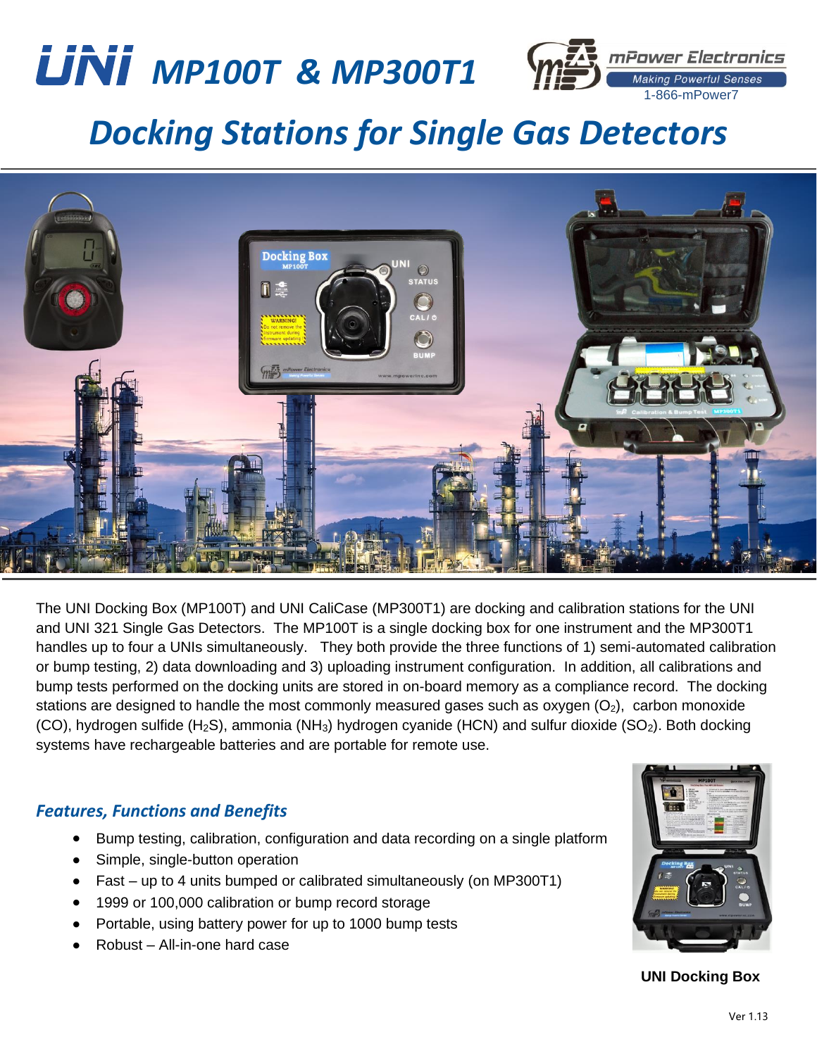# UNi MP100T & MP300T1

mPower Electronics
Making Powerful Senses
1-866-mPower7

## Docking Stations for Single Gas Detectors

The UNI Docking Box (MP100T) and UNI CaliCase (MP300T1) are docking and calibration stations for the UNI and UNI 321 Single Gas Detectors. The MP100T is a single docking box for one instrument and the MP300T1 handles up to four a UNIs simultaneously. They both provide the three functions of 1) semi-automated calibration or bump testing, 2) data downloading and 3) uploading instrument configuration. In addition, all calibrations and bump tests performed on the docking units are stored in on-board memory as a compliance record. The docking stations are designed to handle the most commonly measured gases such as oxygen ($O_2$), carbon monoxide (CO), hydrogen sulfide ($H_2S$), ammonia ($NH_3$) hydrogen cyanide (HCN) and sulfur dioxide ($SO_2$). Both docking systems have rechargeable batteries and are portable for remote use.

### Features, Functions and Benefits

- Bump testing, calibration, configuration and data recording on a single platform
- Simple, single-button operation
- Fast – up to 4 units bumped or calibrated simultaneously (on MP300T1)
- 1999 or 100,000 calibration or bump record storage
- Portable, using battery power for up to 1000 bump tests
- Robust – All-in-one hard case

**UNI Docking Box**

Ver 1.13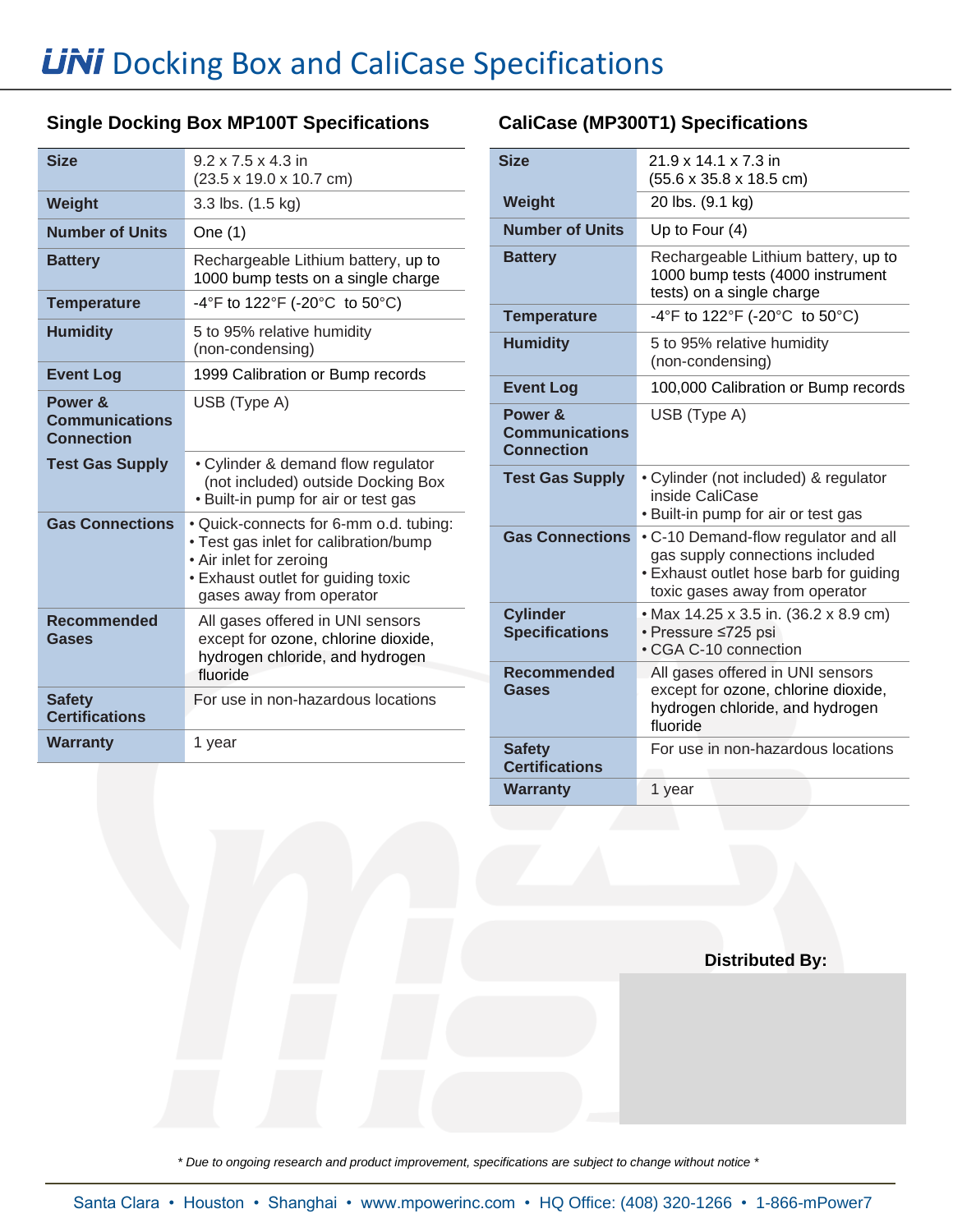# UNi Docking Box and CaliCase Specifications

## Single Docking Box MP100T Specifications

| | |
|---|---|
| **Size** | 9.2 x 7.5 x 4.3 in<br>(23.5 x 19.0 x 10.7 cm) |
| **Weight** | 3.3 lbs. (1.5 kg) |
| **Number of Units** | One (1) |
| **Battery** | Rechargeable Lithium battery, up to 1000 bump tests on a single charge |
| **Temperature** | -4°F to 122°F (-20°C to 50°C) |
| **Humidity** | 5 to 95% relative humidity (non-condensing) |
| **Event Log** | 1999 Calibration or Bump records |
| **Power & Communications Connection** | USB (Type A) |
| **Test Gas Supply** | • Cylinder & demand flow regulator (not included) outside Docking Box<br>• Built-in pump for air or test gas |
| **Gas Connections** | • Quick-connects for 6-mm o.d. tubing:<br>• Test gas inlet for calibration/bump<br>• Air inlet for zeroing<br>• Exhaust outlet for guiding toxic gases away from operator |
| **Recommended Gases** | All gases offered in UNI sensors except for ozone, chlorine dioxide, hydrogen chloride, and hydrogen fluoride |
| **Safety Certifications** | For use in non-hazardous locations |
| **Warranty** | 1 year |

## CaliCase (MP300T1) Specifications

| | |
|---|---|
| **Size** | 21.9 x 14.1 x 7.3 in<br>(55.6 x 35.8 x 18.5 cm) |
| **Weight** | 20 lbs. (9.1 kg) |
| **Number of Units** | Up to Four (4) |
| **Battery** | Rechargeable Lithium battery, up to 1000 bump tests (4000 instrument tests) on a single charge |
| **Temperature** | -4°F to 122°F (-20°C to 50°C) |
| **Humidity** | 5 to 95% relative humidity (non-condensing) |
| **Event Log** | 100,000 Calibration or Bump records |
| **Power & Communications Connection** | USB (Type A) |
| **Test Gas Supply** | • Cylinder (not included) & regulator inside CaliCase<br>• Built-in pump for air or test gas |
| **Gas Connections** | • C-10 Demand-flow regulator and all gas supply connections included<br>• Exhaust outlet hose barb for guiding toxic gases away from operator |
| **Cylinder Specifications** | • Max 14.25 x 3.5 in. (36.2 x 8.9 cm)<br>• Pressure ≤725 psi<br>• CGA C-10 connection |
| **Recommended Gases** | All gases offered in UNI sensors except for ozone, chlorine dioxide, hydrogen chloride, and hydrogen fluoride |
| **Safety Certifications** | For use in non-hazardous locations |
| **Warranty** | 1 year |

**Distributed By:**

*\* Due to ongoing research and product improvement, specifications are subject to change without notice \**

Santa Clara • Houston • Shanghai • www.mpowerinc.com • HQ Office: (408) 320-1266 • 1-866-mPower7